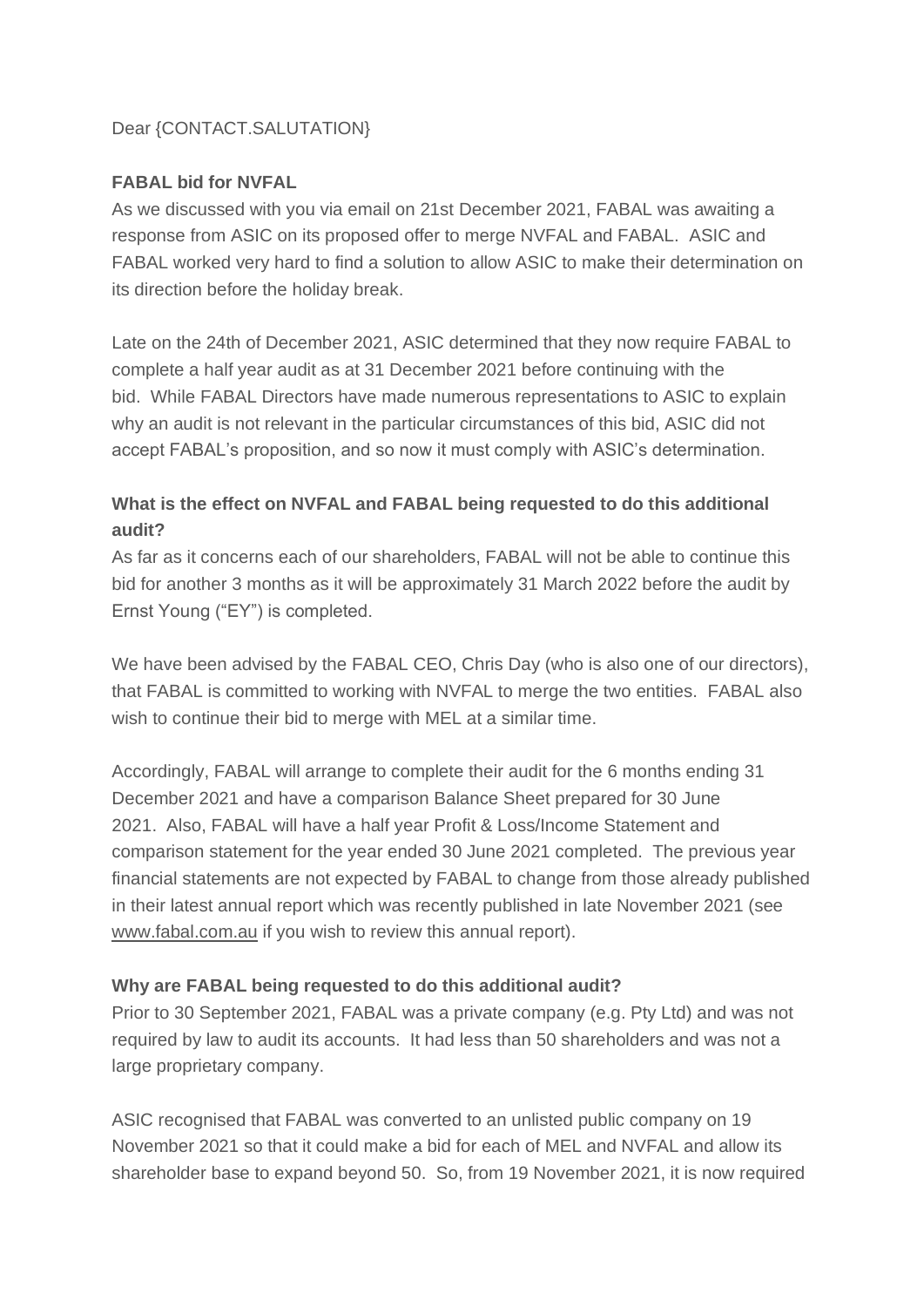Dear {CONTACT.SALUTATION}

**FABAL bid for NVFAL**

As we discussed with you via email on 21st December 2021, FABAL was awaiting a response from ASIC on its proposed offer to merge NVFAL and FABAL. ASIC and FABAL worked very hard to find a solution to allow ASIC to make their determination on its direction before the holiday break.

Late on the 24th of December 2021, ASIC determined that they now require FABAL to complete a half year audit as at 31 December 2021 before continuing with the bid. While FABAL Directors have made numerous representations to ASIC to explain why an audit is not relevant in the particular circumstances of this bid, ASIC did not accept FABAL's proposition, and so now it must comply with ASIC's determination.

**What is the effect on NVFAL and FABAL being requested to do this additional audit?**

As far as it concerns each of our shareholders, FABAL will not be able to continue this bid for another 3 months as it will be approximately 31 March 2022 before the audit by Ernst Young ("EY") is completed.

We have been advised by the FABAL CEO, Chris Day (who is also one of our directors), that FABAL is committed to working with NVFAL to merge the two entities. FABAL also wish to continue their bid to merge with MEL at a similar time.

Accordingly, FABAL will arrange to complete their audit for the 6 months ending 31 December 2021 and have a comparison Balance Sheet prepared for 30 June 2021. Also, FABAL will have a half year Profit & Loss/Income Statement and comparison statement for the year ended 30 June 2021 completed. The previous year financial statements are not expected by FABAL to change from those already published in their latest annual report which was recently published in late November 2021 (see www.fabal.com.au if you wish to review this annual report).

**Why are FABAL being requested to do this additional audit?**

Prior to 30 September 2021, FABAL was a private company (e.g. Pty Ltd) and was not required by law to audit its accounts. It had less than 50 shareholders and was not a large proprietary company.

ASIC recognised that FABAL was converted to an unlisted public company on 19 November 2021 so that it could make a bid for each of MEL and NVFAL and allow its shareholder base to expand beyond 50. So, from 19 November 2021, it is now required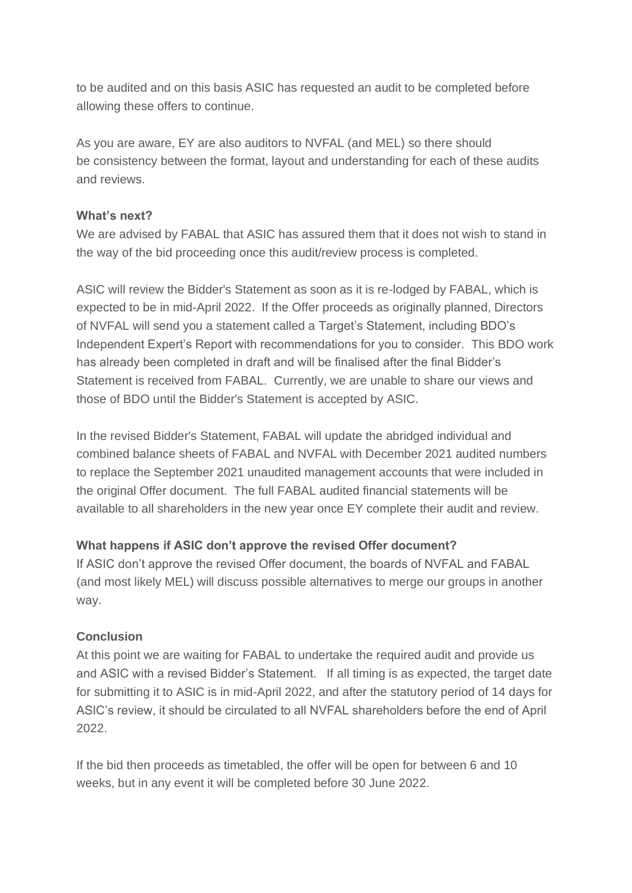to be audited and on this basis ASIC has requested an audit to be completed before allowing these offers to continue.

As you are aware, EY are also auditors to NVFAL (and MEL) so there should be consistency between the format, layout and understanding for each of these audits and reviews.

**What's next?**

We are advised by FABAL that ASIC has assured them that it does not wish to stand in the way of the bid proceeding once this audit/review process is completed.

ASIC will review the Bidder's Statement as soon as it is re-lodged by FABAL, which is expected to be in mid-April 2022. If the Offer proceeds as originally planned, Directors of NVFAL will send you a statement called a Target's Statement, including BDO's Independent Expert's Report with recommendations for you to consider. This BDO work has already been completed in draft and will be finalised after the final Bidder's Statement is received from FABAL. Currently, we are unable to share our views and those of BDO until the Bidder's Statement is accepted by ASIC.

In the revised Bidder's Statement, FABAL will update the abridged individual and combined balance sheets of FABAL and NVFAL with December 2021 audited numbers to replace the September 2021 unaudited management accounts that were included in the original Offer document. The full FABAL audited financial statements will be available to all shareholders in the new year once EY complete their audit and review.

**What happens if ASIC don't approve the revised Offer document?**

If ASIC don't approve the revised Offer document, the boards of NVFAL and FABAL (and most likely MEL) will discuss possible alternatives to merge our groups in another way.

**Conclusion**

At this point we are waiting for FABAL to undertake the required audit and provide us and ASIC with a revised Bidder's Statement. If all timing is as expected, the target date for submitting it to ASIC is in mid-April 2022, and after the statutory period of 14 days for ASIC's review, it should be circulated to all NVFAL shareholders before the end of April 2022.

If the bid then proceeds as timetabled, the offer will be open for between 6 and 10 weeks, but in any event it will be completed before 30 June 2022.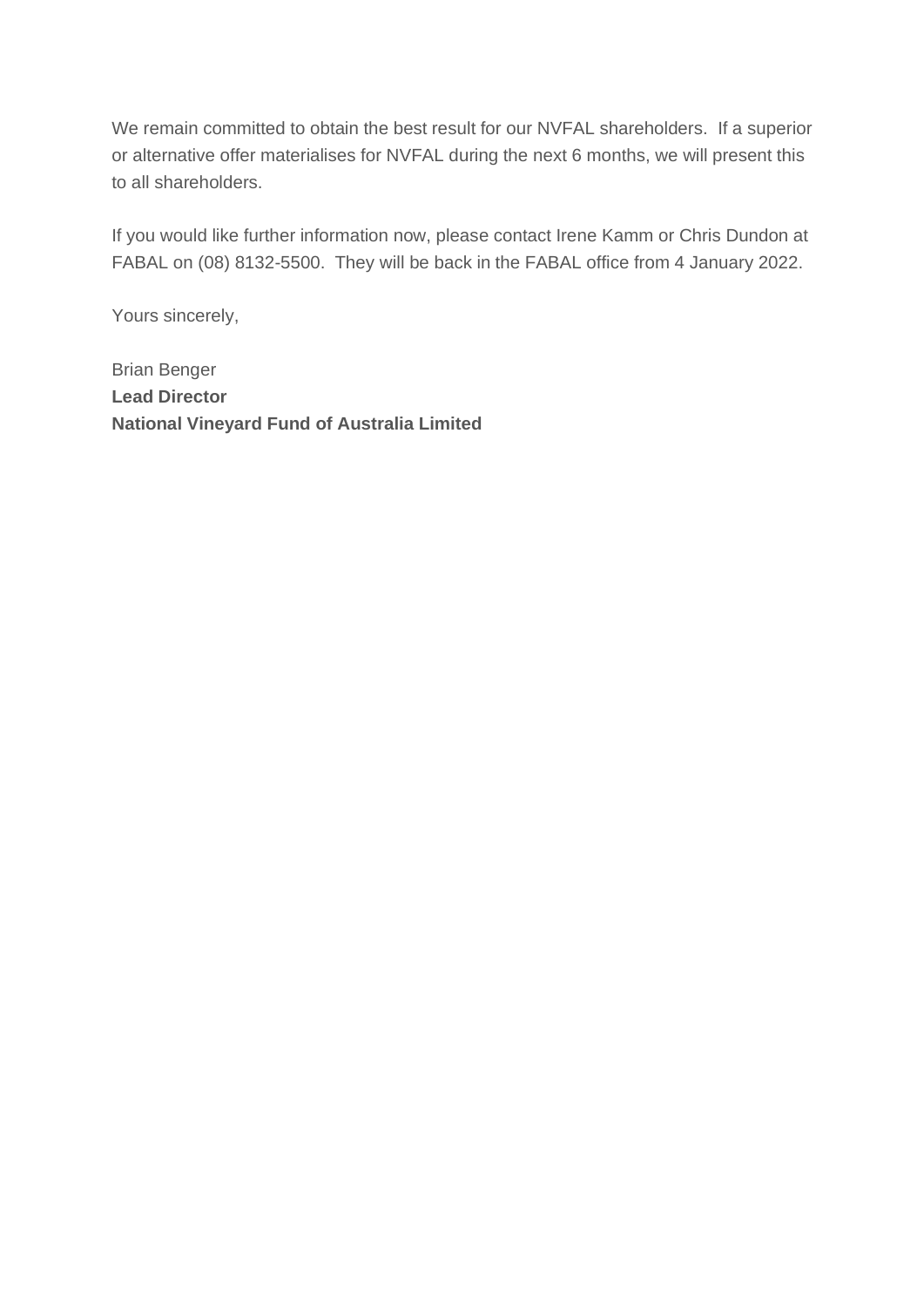We remain committed to obtain the best result for our NVFAL shareholders. If a superior or alternative offer materialises for NVFAL during the next 6 months, we will present this to all shareholders.

If you would like further information now, please contact Irene Kamm or Chris Dundon at FABAL on (08) 8132-5500. They will be back in the FABAL office from 4 January 2022.

Yours sincerely,

Brian Benger  
**Lead Director**  
**National Vineyard Fund of Australia Limited**